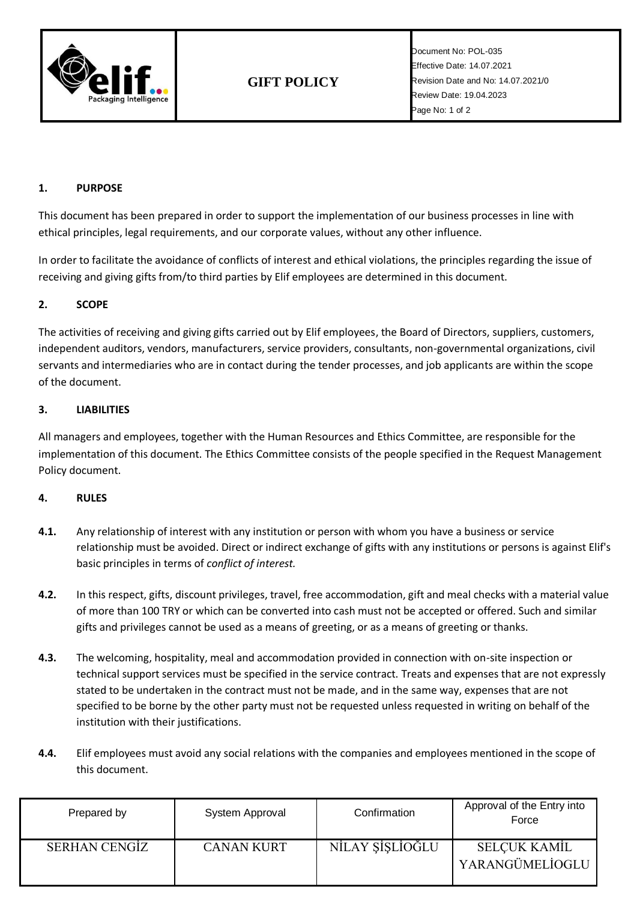| | **GIFT POLICY** | Document No: POL-035<br>Effective Date: 14.07.2021<br>Revision Date and No: 14.07.2021/0<br>Review Date: 19.04.2023 |
|---|---|---|

## 1. PURPOSE

This document has been prepared in order to support the implementation of our business processes in line with ethical principles, legal requirements, and our corporate values, without any other influence.

In order to facilitate the avoidance of conflicts of interest and ethical violations, the principles regarding the issue of receiving and giving gifts from/to third parties by Elif employees are determined in this document.

## 2. SCOPE

The activities of receiving and giving gifts carried out by Elif employees, the Board of Directors, suppliers, customers, independent auditors, vendors, manufacturers, service providers, consultants, non-governmental organizations, civil servants and intermediaries who are in contact during the tender processes, and job applicants are within the scope of the document.

## 3. LIABILITIES

All managers and employees, together with the Human Resources and Ethics Committee, are responsible for the implementation of this document. The Ethics Committee consists of the people specified in the Request Management Policy document.

## 4. RULES

**4.1.** Any relationship of interest with any institution or person with whom you have a business or service relationship must be avoided. Direct or indirect exchange of gifts with any institutions or persons is against Elif's basic principles in terms of *conflict of interest.*

**4.2.** In this respect, gifts, discount privileges, travel, free accommodation, gift and meal checks with a material value of more than 100 TRY or which can be converted into cash must not be accepted or offered. Such and similar gifts and privileges cannot be used as a means of greeting, or as a means of greeting or thanks.

**4.3.** The welcoming, hospitality, meal and accommodation provided in connection with on-site inspection or technical support services must be specified in the service contract. Treats and expenses that are not expressly stated to be undertaken in the contract must not be made, and in the same way, expenses that are not specified to be borne by the other party must not be requested unless requested in writing on behalf of the institution with their justifications.

**4.4.** Elif employees must avoid any social relations with the companies and employees mentioned in the scope of this document.

| Prepared by | System Approval | Confirmation | Approval of the Entry into Force |
|---|---|---|---|
| SERHAN CENGİZ | CANAN KURT | NİLAY ŞİŞLİOĞLU | SELÇUK KAMİL YARANGÜMELİOGLU |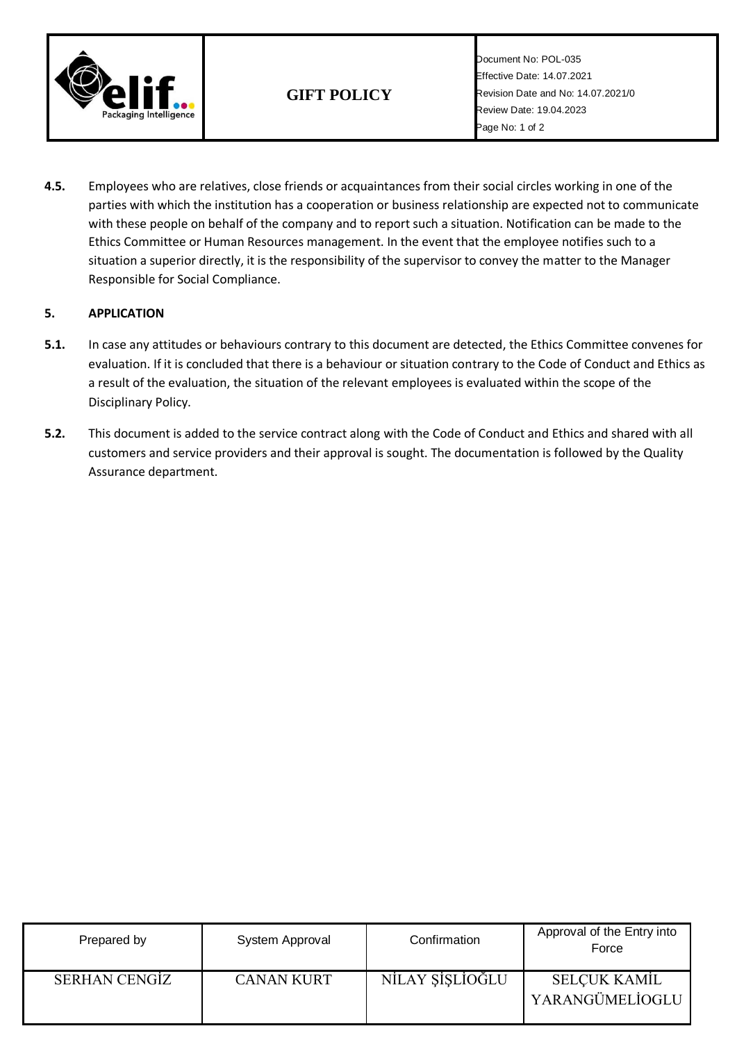**4.5.** Employees who are relatives, close friends or acquaintances from their social circles working in one of the parties with which the institution has a cooperation or business relationship are expected not to communicate with these people on behalf of the company and to report such a situation. Notification can be made to the Ethics Committee or Human Resources management. In the event that the employee notifies such to a situation a superior directly, it is the responsibility of the supervisor to convey the matter to the Manager Responsible for Social Compliance.

## 5. APPLICATION

**5.1.** In case any attitudes or behaviours contrary to this document are detected, the Ethics Committee convenes for evaluation. If it is concluded that there is a behaviour or situation contrary to the Code of Conduct and Ethics as a result of the evaluation, the situation of the relevant employees is evaluated within the scope of the Disciplinary Policy.

**5.2.** This document is added to the service contract along with the Code of Conduct and Ethics and shared with all customers and service providers and their approval is sought. The documentation is followed by the Quality Assurance department.

| Prepared by | System Approval | Confirmation | Approval of the Entry into Force |
|---|---|---|---|
| SERHAN CENGİZ | CANAN KURT | NİLAY ŞİŞLİOĞLU | SELÇUK KAMİL YARANGÜMELİOGLU |